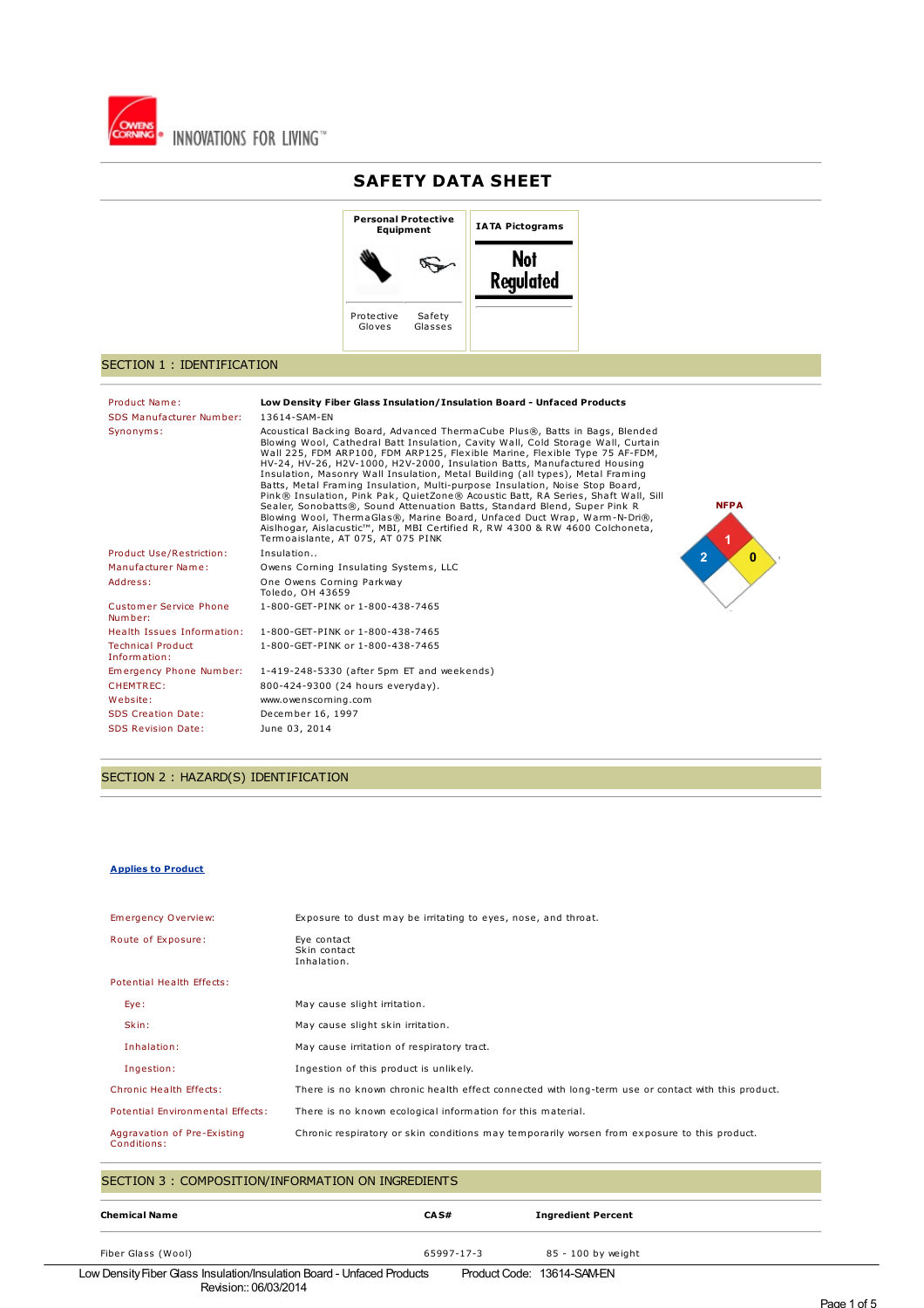OWENS CORNING INNOVATIONS FOR LIVING™

# SAFETY DATA SHEET

| Personal Protective Equipment | IATA Pictograms |
| --- | --- |
| Protective Gloves, Safety Glasses | Not Regulated |

## SECTION 1 : IDENTIFICATION

| | |
| --- | --- |
| Product Name: | **Low Density Fiber Glass Insulation/Insulation Board - Unfaced Products** |
| SDS Manufacturer Number: | 13614-SAM-EN |
| Synonyms: | Acoustical Backing Board, Advanced ThermaCube Plus®, Batts in Bags, Blended Blowing Wool, Cathedral Batt Insulation, Cavity Wall, Cold Storage Wall, Curtain Wall 225, FDM ARP100, FDM ARP125, Flexible Marine, Flexible Type 75 AF-FDM, HV-24, HV-26, H2V-1000, H2V-2000, Insulation Batts, Manufactured Housing Insulation, Masonry Wall Insulation, Metal Building (all types), Metal Framing Batts, Metal Framing Insulation, Multi-purpose Insulation, Noise Stop Board, Pink® Insulation, Pink Pak, QuietZone® Acoustic Batt, RA Series, Shaft Wall, Sill Sealer, Sonobatts®, Sound Attenuation Batts, Standard Blend, Super Pink R Blowing Wool, ThermaGlas®, Marine Board, Unfaced Duct Wrap, Warm-N-Dri®, Aislhogar, Aislacustic™, MBI, MBI Certified R, RW 4300 & RW 4600 Colchoneta, Termoaislante, AT 075, AT 075 PINK |
| Product Use/Restriction: | Insulation.. |
| Manufacturer Name: | Owens Corning Insulating Systems, LLC |
| Address: | One Owens Corning Parkway<br>Toledo, OH 43659 |
| Customer Service Phone Number: | 1-800-GET-PINK or 1-800-438-7465 |
| Health Issues Information: | 1-800-GET-PINK or 1-800-438-7465 |
| Technical Product Information: | 1-800-GET-PINK or 1-800-438-7465 |
| Emergency Phone Number: | 1-419-248-5330 (after 5pm ET and weekends) |
| CHEMTREC: | 800-424-9300 (24 hours everyday). |
| Website: | www.owenscorning.com |
| SDS Creation Date: | December 16, 1997 |
| SDS Revision Date: | June 03, 2014 |

NFPA: Health 2, Flammability 1, Reactivity 0

## SECTION 2 : HAZARD(S) IDENTIFICATION

**Applies to Product**

| | |
| --- | --- |
| Emergency Overview: | Exposure to dust may be irritating to eyes, nose, and throat. |
| Route of Exposure: | Eye contact<br>Skin contact<br>Inhalation. |
| Potential Health Effects: | |
| Eye: | May cause slight irritation. |
| Skin: | May cause slight skin irritation. |
| Inhalation: | May cause irritation of respiratory tract. |
| Ingestion: | Ingestion of this product is unlikely. |
| Chronic Health Effects: | There is no known chronic health effect connected with long-term use or contact with this product. |
| Potential Environmental Effects: | There is no known ecological information for this material. |
| Aggravation of Pre-Existing Conditions: | Chronic respiratory or skin conditions may temporarily worsen from exposure to this product. |

## SECTION 3 : COMPOSITION/INFORMATION ON INGREDIENTS

| Chemical Name | CAS# | Ingredient Percent |
| --- | --- | --- |
| Fiber Glass (Wool) | 65997-17-3 | 85 - 100 by weight |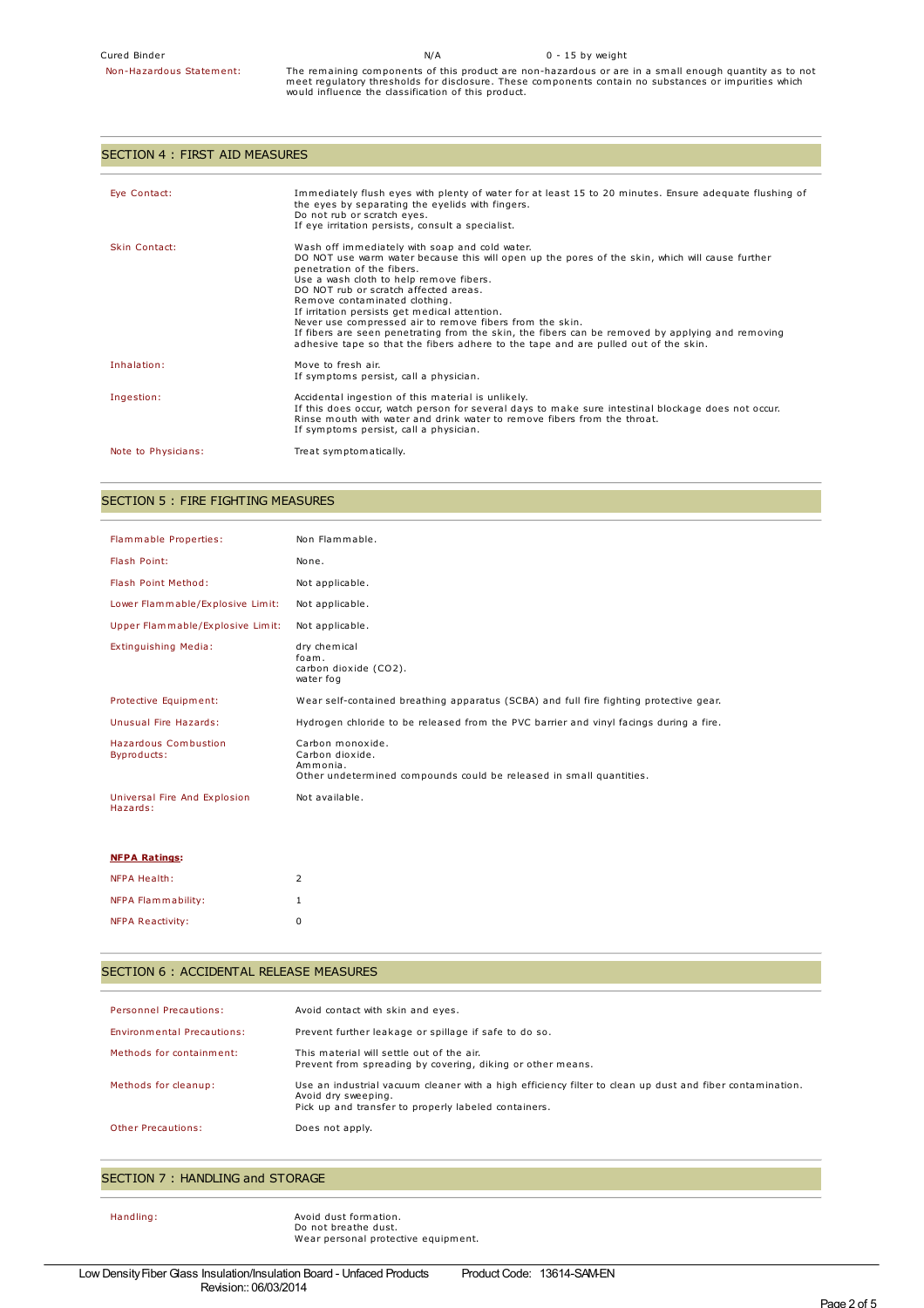| Cured Binder | N/A | 0 - 15 by weight |
|---|---|---|

Non-Hazardous Statement: The remaining components of this product are non-hazardous or are in a small enough quantity as to not meet regulatory thresholds for disclosure. These components contain no substances or impurities which would influence the classification of this product.

## SECTION 4 : FIRST AID MEASURES

| | |
|---|---|
| Eye Contact: | Immediately flush eyes with plenty of water for at least 15 to 20 minutes. Ensure adequate flushing of the eyes by separating the eyelids with fingers.<br>Do not rub or scratch eyes.<br>If eye irritation persists, consult a specialist. |
| Skin Contact: | Wash off immediately with soap and cold water.<br>DO NOT use warm water because this will open up the pores of the skin, which will cause further penetration of the fibers.<br>Use a wash cloth to help remove fibers.<br>DO NOT rub or scratch affected areas.<br>Remove contaminated clothing.<br>If irritation persists get medical attention.<br>Never use compressed air to remove fibers from the skin.<br>If fibers are seen penetrating from the skin, the fibers can be removed by applying and removing adhesive tape so that the fibers adhere to the tape and are pulled out of the skin. |
| Inhalation: | Move to fresh air.<br>If symptoms persist, call a physician. |
| Ingestion: | Accidental ingestion of this material is unlikely.<br>If this does occur, watch person for several days to make sure intestinal blockage does not occur.<br>Rinse mouth with water and drink water to remove fibers from the throat.<br>If symptoms persist, call a physician. |
| Note to Physicians: | Treat symptomatically. |

## SECTION 5 : FIRE FIGHTING MEASURES

| | |
|---|---|
| Flammable Properties: | Non Flammable. |
| Flash Point: | None. |
| Flash Point Method: | Not applicable. |
| Lower Flammable/Explosive Limit: | Not applicable. |
| Upper Flammable/Explosive Limit: | Not applicable. |
| Extinguishing Media: | dry chemical<br>foam.<br>carbon dioxide ($CO_2$).<br>water fog |
| Protective Equipment: | Wear self-contained breathing apparatus (SCBA) and full fire fighting protective gear. |
| Unusual Fire Hazards: | Hydrogen chloride to be released from the PVC barrier and vinyl facings during a fire. |
| Hazardous Combustion Byproducts: | Carbon monoxide.<br>Carbon dioxide.<br>Ammonia.<br>Other undetermined compounds could be released in small quantities. |
| Universal Fire And Explosion Hazards: | Not available. |

**NFPA Ratings:**

| | |
|---|---|
| NFPA Health: | 2 |
| NFPA Flammability: | 1 |
| NFPA Reactivity: | 0 |

## SECTION 6 : ACCIDENTAL RELEASE MEASURES

| | |
|---|---|
| Personnel Precautions: | Avoid contact with skin and eyes. |
| Environmental Precautions: | Prevent further leakage or spillage if safe to do so. |
| Methods for containment: | This material will settle out of the air.<br>Prevent from spreading by covering, diking or other means. |
| Methods for cleanup: | Use an industrial vacuum cleaner with a high efficiency filter to clean up dust and fiber contamination.<br>Avoid dry sweeping.<br>Pick up and transfer to properly labeled containers. |
| Other Precautions: | Does not apply. |

## SECTION 7 : HANDLING and STORAGE

| | |
|---|---|
| Handling: | Avoid dust formation.<br>Do not breathe dust.<br>Wear personal protective equipment. |

Low Density Fiber Glass Insulation/Insulation Board - Unfaced Products Product Code: 13614-SAM-EN
Revision:: 06/03/2014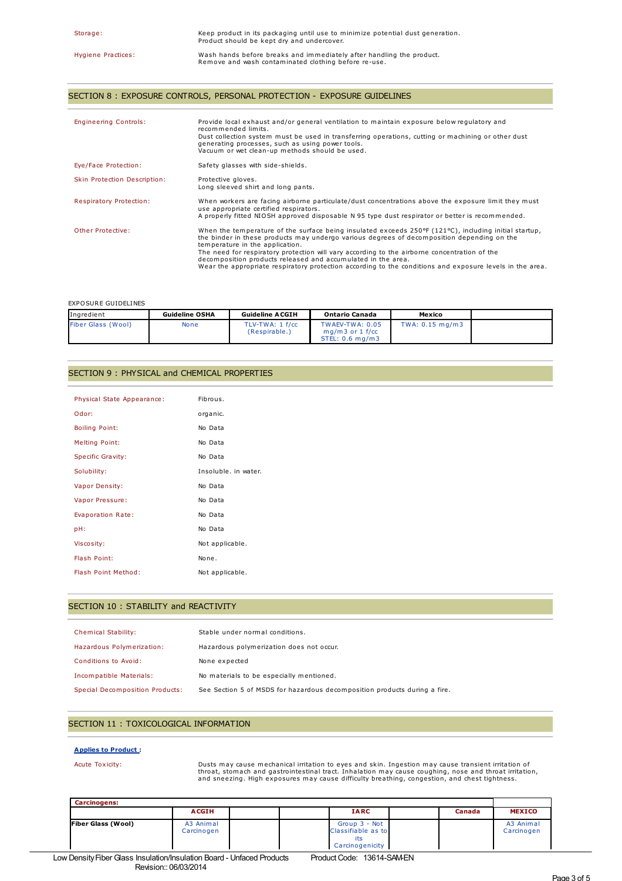| | |
|---|---|
| Storage: | Keep product in its packaging until use to minimize potential dust generation. Product should be kept dry and undercover. |
| Hygiene Practices: | Wash hands before breaks and immediately after handling the product. Remove and wash contaminated clothing before re-use. |

## SECTION 8 : EXPOSURE CONTROLS, PERSONAL PROTECTION - EXPOSURE GUIDELINES

| | |
|---|---|
| Engineering Controls: | Provide local exhaust and/or general ventilation to maintain exposure below regulatory and recommended limits. Dust collection system must be used in transferring operations, cutting or machining or other dust generating processes, such as using power tools. Vacuum or wet clean-up methods should be used. |
| Eye/Face Protection: | Safety glasses with side-shields. |
| Skin Protection Description: | Protective gloves. Long sleeved shirt and long pants. |
| Respiratory Protection: | When workers are facing airborne particulate/dust concentrations above the exposure limit they must use appropriate certified respirators. A properly fitted NIOSH approved disposable N 95 type dust respirator or better is recommended. |
| Other Protective: | When the temperature of the surface being insulated exceeds 250ºF (121ºC), including initial startup, the binder in these products may undergo various degrees of decomposition depending on the temperature in the application. The need for respiratory protection will vary according to the airborne concentration of the decomposition products released and accumulated in the area. Wear the appropriate respiratory protection according to the conditions and exposure levels in the area. |

EXPOSURE GUIDELINES

| Ingredient | Guideline OSHA | Guideline ACGIH | Ontario Canada | Mexico | |
|---|---|---|---|---|---|
| Fiber Glass (Wool) | None | TLV-TWA: 1 f/cc (Respirable.) | TWAEV-TWA: 0.05 mg/m3 or 1 f/cc STEL: 0.6 mg/m3 | TWA: 0.15 mg/m3 | |

## SECTION 9 : PHYSICAL and CHEMICAL PROPERTIES

| | |
|---|---|
| Physical State Appearance: | Fibrous. |
| Odor: | organic. |
| Boiling Point: | No Data |
| Melting Point: | No Data |
| Specific Gravity: | No Data |
| Solubility: | Insoluble. in water. |
| Vapor Density: | No Data |
| Vapor Pressure: | No Data |
| Evaporation Rate: | No Data |
| pH: | No Data |
| Viscosity: | Not applicable. |
| Flash Point: | None. |
| Flash Point Method: | Not applicable. |

## SECTION 10 : STABILITY and REACTIVITY

| | |
|---|---|
| Chemical Stability: | Stable under normal conditions. |
| Hazardous Polymerization: | Hazardous polymerization does not occur. |
| Conditions to Avoid: | None expected |
| Incompatible Materials: | No materials to be especially mentioned. |
| Special Decomposition Products: | See Section 5 of MSDS for hazardous decomposition products during a fire. |

## SECTION 11 : TOXICOLOGICAL INFORMATION

**Applies to Product :**

| | |
|---|---|
| Acute Toxicity: | Dusts may cause mechanical irritation to eyes and skin. Ingestion may cause transient irritation of throat, stomach and gastrointestinal tract. Inhalation may cause coughing, nose and throat irritation, and sneezing. High exposures may cause difficulty breathing, congestion, and chest tightness. |

| Carcinogens: | | | | | | | |
|---|---|---|---|---|---|---|---|
| | ACGIH | | | IARC | | Canada | MEXICO |
| Fiber Glass (Wool) | A3 Animal Carcinogen | | | Group 3 - Not Classifiable as to its Carcinogenicity | | | A3 Animal Carcinogen |

Low Density Fiber Glass Insulation/Insulation Board - Unfaced Products    Product Code: 13614-SAM-EN
Revision:: 06/03/2014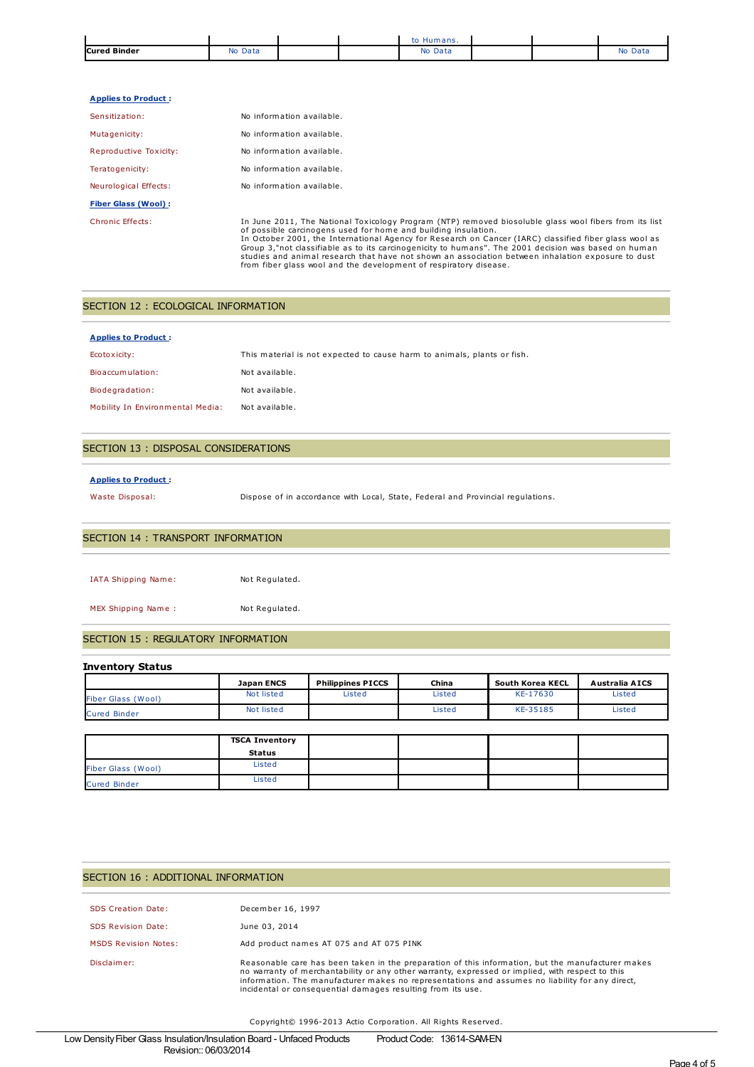| | | | | to Humans. | | | |
|---|---|---|---|---|---|---|---|
| **Cured Binder** | No Data | | | No Data | | | No Data |

**Applies to Product :**

Sensitization: No information available.

Mutagenicity: No information available.

Reproductive Toxicity: No information available.

Teratogenicity: No information available.

Neurological Effects: No information available.

**Fiber Glass (Wool) :**

Chronic Effects: In June 2011, The National Toxicology Program (NTP) removed biosoluble glass wool fibers from its list of possible carcinogens used for home and building insulation.
In October 2001, the International Agency for Research on Cancer (IARC) classified fiber glass wool as Group 3,"not classifiable as to its carcinogenicity to humans". The 2001 decision was based on human studies and animal research that have not shown an association between inhalation exposure to dust from fiber glass wool and the development of respiratory disease.

## SECTION 12 : ECOLOGICAL INFORMATION

**Applies to Product :**

Ecotoxicity: This material is not expected to cause harm to animals, plants or fish.

Bioaccumulation: Not available.

Biodegradation: Not available.

Mobility In Environmental Media: Not available.

## SECTION 13 : DISPOSAL CONSIDERATIONS

**Applies to Product :**

Waste Disposal: Dispose of in accordance with Local, State, Federal and Provincial regulations.

## SECTION 14 : TRANSPORT INFORMATION

IATA Shipping Name: Not Regulated.

MEX Shipping Name : Not Regulated.

## SECTION 15 : REGULATORY INFORMATION

**Inventory Status**

| | Japan ENCS | Philippines PICCS | China | South Korea KECL | Australia AICS |
|---|---|---|---|---|---|
| Fiber Glass (Wool) | Not listed | Listed | Listed | KE-17630 | Listed |
| Cured Binder | Not listed | | Listed | KE-35185 | Listed |

| | TSCA Inventory Status | | | | |
|---|---|---|---|---|---|
| Fiber Glass (Wool) | Listed | | | | |
| Cured Binder | Listed | | | | |

## SECTION 16 : ADDITIONAL INFORMATION

SDS Creation Date: December 16, 1997

SDS Revision Date: June 03, 2014

MSDS Revision Notes: Add product names AT 075 and AT 075 PINK

Disclaimer: Reasonable care has been taken in the preparation of this information, but the manufacturer makes no warranty of merchantability or any other warranty, expressed or implied, with respect to this information. The manufacturer makes no representations and assumes no liability for any direct, incidental or consequential damages resulting from its use.

Copyright© 1996-2013 Actio Corporation. All Rights Reserved.